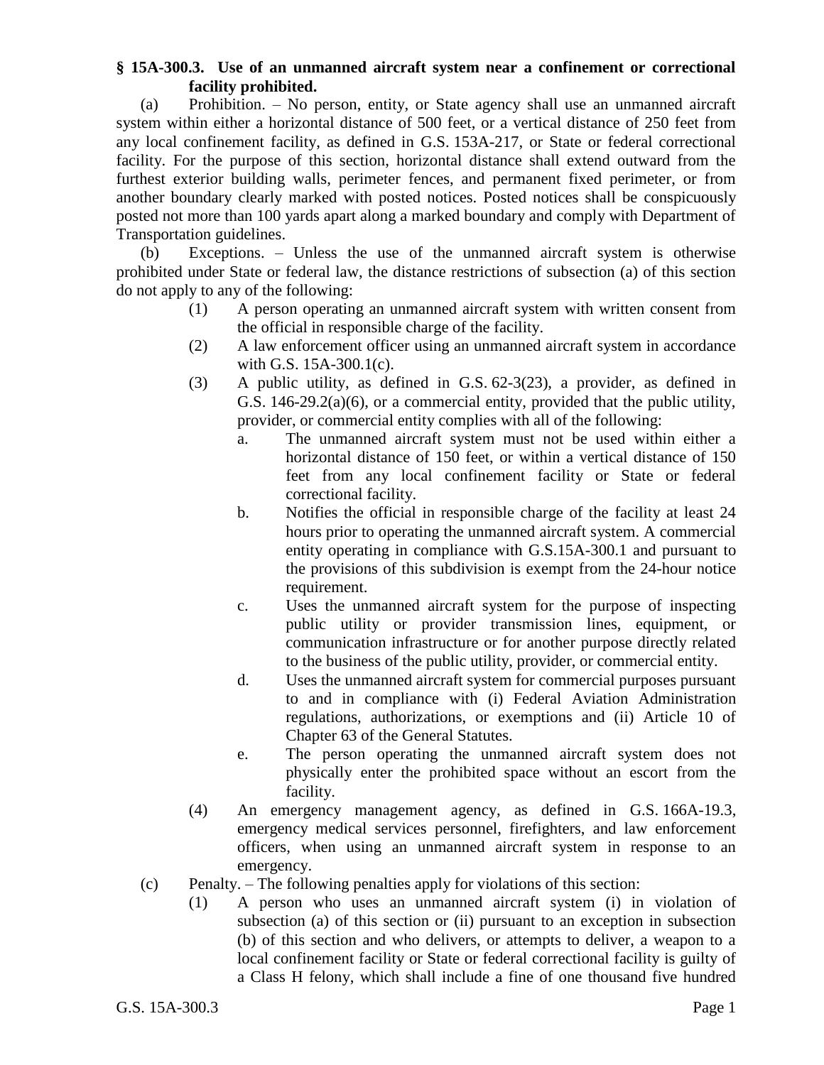**§ 15A-300.3. Use of an unmanned aircraft system near a confinement or correctional facility prohibited.**

(a) Prohibition. – No person, entity, or State agency shall use an unmanned aircraft system within either a horizontal distance of 500 feet, or a vertical distance of 250 feet from any local confinement facility, as defined in G.S. 153A-217, or State or federal correctional facility. For the purpose of this section, horizontal distance shall extend outward from the furthest exterior building walls, perimeter fences, and permanent fixed perimeter, or from another boundary clearly marked with posted notices. Posted notices shall be conspicuously posted not more than 100 yards apart along a marked boundary and comply with Department of Transportation guidelines.

(b) Exceptions. – Unless the use of the unmanned aircraft system is otherwise prohibited under State or federal law, the distance restrictions of subsection (a) of this section do not apply to any of the following:

(1) A person operating an unmanned aircraft system with written consent from the official in responsible charge of the facility.

(2) A law enforcement officer using an unmanned aircraft system in accordance with G.S. 15A-300.1(c).

(3) A public utility, as defined in G.S. 62-3(23), a provider, as defined in G.S. 146-29.2(a)(6), or a commercial entity, provided that the public utility, provider, or commercial entity complies with all of the following:

a. The unmanned aircraft system must not be used within either a horizontal distance of 150 feet, or within a vertical distance of 150 feet from any local confinement facility or State or federal correctional facility.

b. Notifies the official in responsible charge of the facility at least 24 hours prior to operating the unmanned aircraft system. A commercial entity operating in compliance with G.S.15A-300.1 and pursuant to the provisions of this subdivision is exempt from the 24-hour notice requirement.

c. Uses the unmanned aircraft system for the purpose of inspecting public utility or provider transmission lines, equipment, or communication infrastructure or for another purpose directly related to the business of the public utility, provider, or commercial entity.

d. Uses the unmanned aircraft system for commercial purposes pursuant to and in compliance with (i) Federal Aviation Administration regulations, authorizations, or exemptions and (ii) Article 10 of Chapter 63 of the General Statutes.

e. The person operating the unmanned aircraft system does not physically enter the prohibited space without an escort from the facility.

(4) An emergency management agency, as defined in G.S. 166A-19.3, emergency medical services personnel, firefighters, and law enforcement officers, when using an unmanned aircraft system in response to an emergency.

(c) Penalty. – The following penalties apply for violations of this section:

(1) A person who uses an unmanned aircraft system (i) in violation of subsection (a) of this section or (ii) pursuant to an exception in subsection (b) of this section and who delivers, or attempts to deliver, a weapon to a local confinement facility or State or federal correctional facility is guilty of a Class H felony, which shall include a fine of one thousand five hundred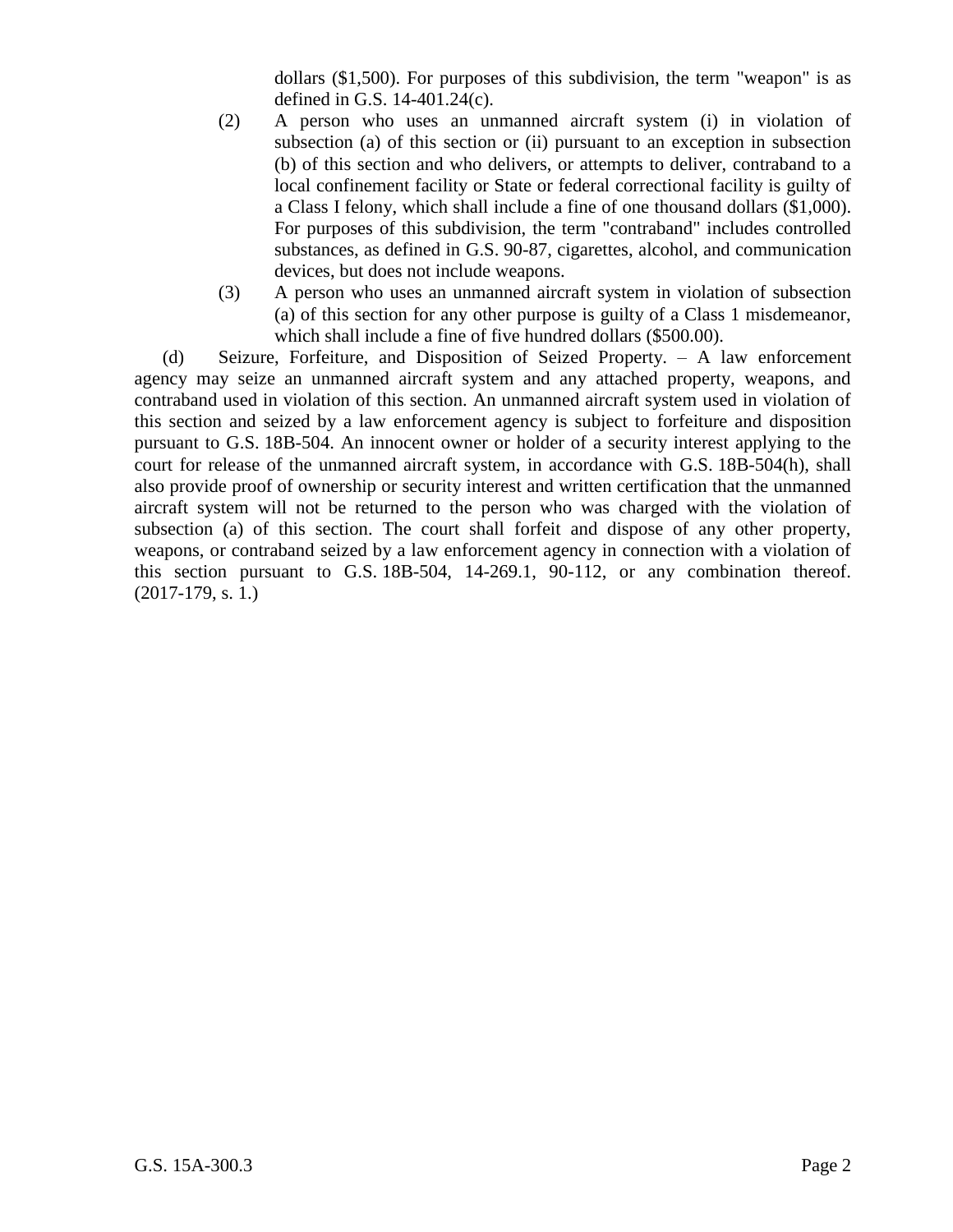dollars ($1,500). For purposes of this subdivision, the term "weapon" is as defined in G.S. 14-401.24(c).

(2) A person who uses an unmanned aircraft system (i) in violation of subsection (a) of this section or (ii) pursuant to an exception in subsection (b) of this section and who delivers, or attempts to deliver, contraband to a local confinement facility or State or federal correctional facility is guilty of a Class I felony, which shall include a fine of one thousand dollars ($1,000). For purposes of this subdivision, the term "contraband" includes controlled substances, as defined in G.S. 90-87, cigarettes, alcohol, and communication devices, but does not include weapons.

(3) A person who uses an unmanned aircraft system in violation of subsection (a) of this section for any other purpose is guilty of a Class 1 misdemeanor, which shall include a fine of five hundred dollars ($500.00).

(d) Seizure, Forfeiture, and Disposition of Seized Property. – A law enforcement agency may seize an unmanned aircraft system and any attached property, weapons, and contraband used in violation of this section. An unmanned aircraft system used in violation of this section and seized by a law enforcement agency is subject to forfeiture and disposition pursuant to G.S. 18B-504. An innocent owner or holder of a security interest applying to the court for release of the unmanned aircraft system, in accordance with G.S. 18B-504(h), shall also provide proof of ownership or security interest and written certification that the unmanned aircraft system will not be returned to the person who was charged with the violation of subsection (a) of this section. The court shall forfeit and dispose of any other property, weapons, or contraband seized by a law enforcement agency in connection with a violation of this section pursuant to G.S. 18B-504, 14-269.1, 90-112, or any combination thereof. (2017-179, s. 1.)